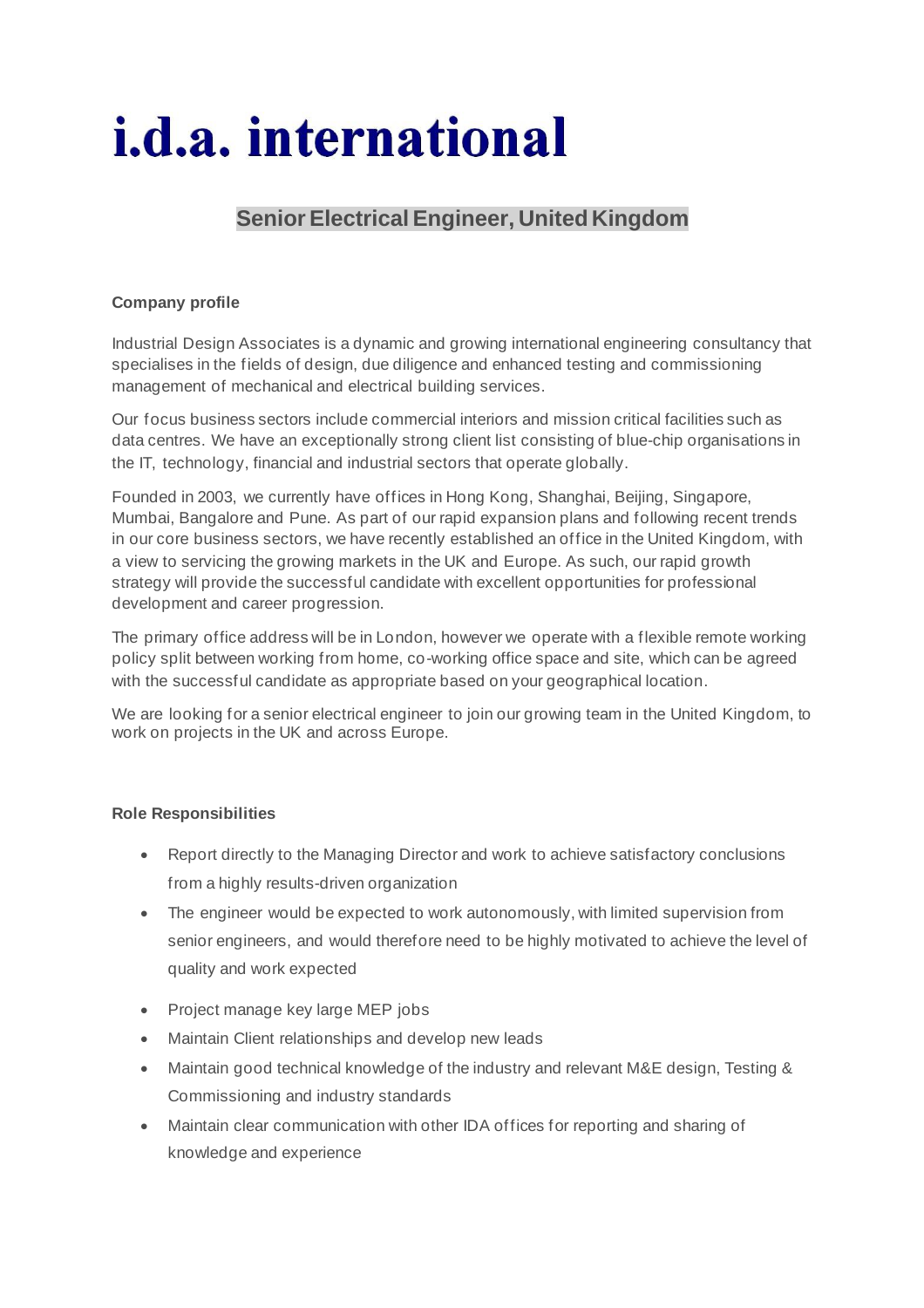# i.d.a. international

## Senior Electrical Engineer, United Kingdom

**Company profile**

Industrial Design Associates is a dynamic and growing international engineering consultancy that specialises in the fields of design, due diligence and enhanced testing and commissioning management of mechanical and electrical building services.

Our focus business sectors include commercial interiors and mission critical facilities such as data centres. We have an exceptionally strong client list consisting of blue-chip organisations in the IT, technology, financial and industrial sectors that operate globally.

Founded in 2003, we currently have offices in Hong Kong, Shanghai, Beijing, Singapore, Mumbai, Bangalore and Pune. As part of our rapid expansion plans and following recent trends in our core business sectors, we have recently established an office in the United Kingdom, with a view to servicing the growing markets in the UK and Europe. As such, our rapid growth strategy will provide the successful candidate with excellent opportunities for professional development and career progression.

The primary office address will be in London, however we operate with a flexible remote working policy split between working from home, co-working office space and site, which can be agreed with the successful candidate as appropriate based on your geographical location.

We are looking for a senior electrical engineer to join our growing team in the United Kingdom, to work on projects in the UK and across Europe.

**Role Responsibilities**

- Report directly to the Managing Director and work to achieve satisfactory conclusions from a highly results-driven organization
- The engineer would be expected to work autonomously, with limited supervision from senior engineers, and would therefore need to be highly motivated to achieve the level of quality and work expected
- Project manage key large MEP jobs
- Maintain Client relationships and develop new leads
- Maintain good technical knowledge of the industry and relevant M&E design, Testing & Commissioning and industry standards
- Maintain clear communication with other IDA offices for reporting and sharing of knowledge and experience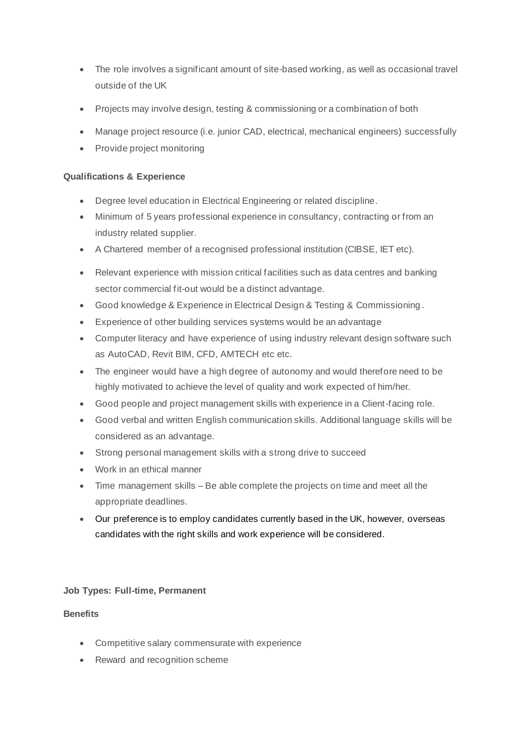- The role involves a significant amount of site-based working, as well as occasional travel outside of the UK
- Projects may involve design, testing & commissioning or a combination of both
- Manage project resource (i.e. junior CAD, electrical, mechanical engineers) successfully
- Provide project monitoring

**Qualifications & Experience**

- Degree level education in Electrical Engineering or related discipline.
- Minimum of 5 years professional experience in consultancy, contracting or from an industry related supplier.
- A Chartered member of a recognised professional institution (CIBSE, IET etc).
- Relevant experience with mission critical facilities such as data centres and banking sector commercial fit-out would be a distinct advantage.
- Good knowledge & Experience in Electrical Design & Testing & Commissioning.
- Experience of other building services systems would be an advantage
- Computer literacy and have experience of using industry relevant design software such as AutoCAD, Revit BIM, CFD, AMTECH etc etc.
- The engineer would have a high degree of autonomy and would therefore need to be highly motivated to achieve the level of quality and work expected of him/her.
- Good people and project management skills with experience in a Client-facing role.
- Good verbal and written English communication skills. Additional language skills will be considered as an advantage.
- Strong personal management skills with a strong drive to succeed
- Work in an ethical manner
- Time management skills – Be able complete the projects on time and meet all the appropriate deadlines.
- Our preference is to employ candidates currently based in the UK, however, overseas candidates with the right skills and work experience will be considered.

**Job Types: Full-time, Permanent**

**Benefits**

- Competitive salary commensurate with experience
- Reward and recognition scheme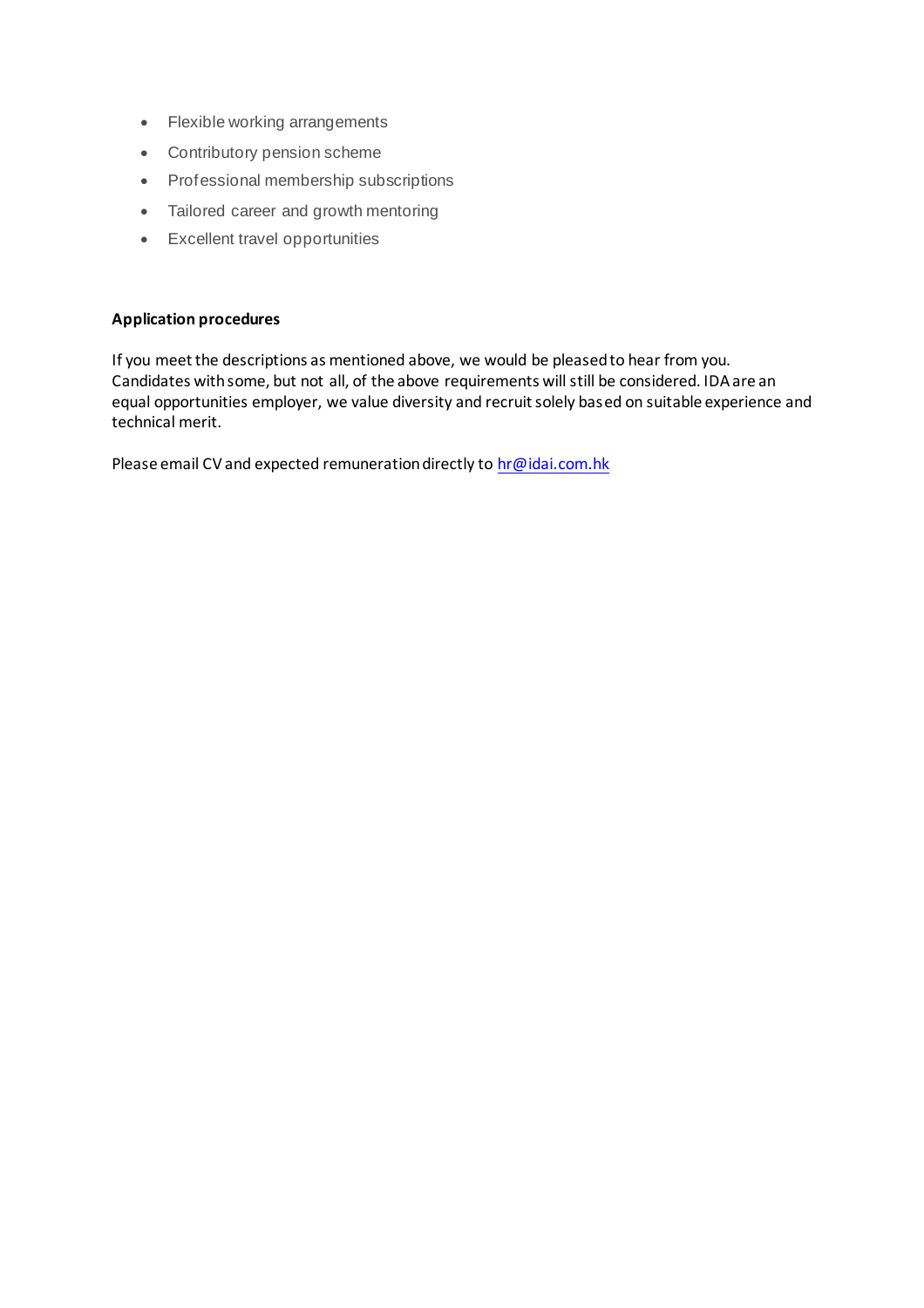- Flexible working arrangements
- Contributory pension scheme
- Professional membership subscriptions
- Tailored career and growth mentoring
- Excellent travel opportunities

**Application procedures**

If you meet the descriptions as mentioned above, we would be pleased to hear from you. Candidates with some, but not all, of the above requirements will still be considered. IDA are an equal opportunities employer, we value diversity and recruit solely based on suitable experience and technical merit.

Please email CV and expected remuneration directly to hr@idai.com.hk